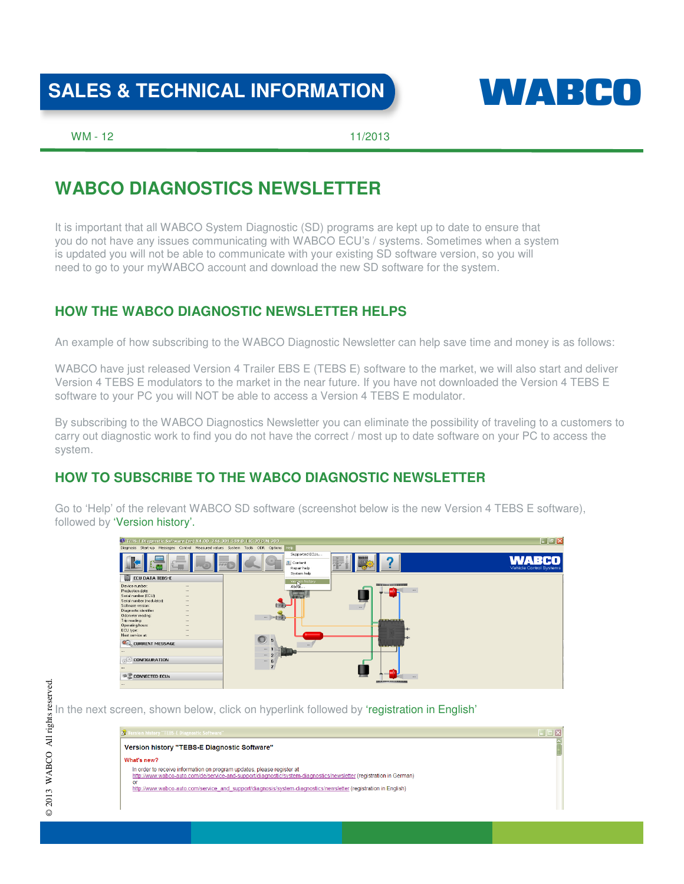# SALES & TECHNICAL INFORMATION

WABCO

WM - 12

11/2013

## WABCO DIAGNOSTICS NEWSLETTER

It is important that all WABCO System Diagnostic (SD) programs are kept up to date to ensure that you do not have any issues communicating with WABCO ECU's / systems. Sometimes when a system is updated you will not be able to communicate with your existing SD software version, so you will need to go to your myWABCO account and download the new SD software for the system.

### HOW THE WABCO DIAGNOSTIC NEWSLETTER HELPS

An example of how subscribing to the WABCO Diagnostic Newsletter can help save time and money is as follows:

WABCO have just released Version 4 Trailer EBS E (TEBS E) software to the market, we will also start and deliver Version 4 TEBS E modulators to the market in the near future. If you have not downloaded the Version 4 TEBS E software to your PC you will NOT be able to access a Version 4 TEBS E modulator.

By subscribing to the WABCO Diagnostics Newsletter you can eliminate the possibility of traveling to a customers to carry out diagnostic work to find you do not have the correct / most up to date software on your PC to access the system.

### HOW TO SUBSCRIBE TO THE WABCO DIAGNOSTIC NEWSLETTER

Go to 'Help' of the relevant WABCO SD software (screenshot below is the new Version 4 TEBS E software), followed by 'Version history'.

In the next screen, shown below, click on hyperlink followed by 'registration in English'

Version history "TEBS-E Diagnostic Software"

What's new?

In order to receive information on program updates, please register at
http://www.wabco-auto.com/de/service-and-support/diagnostic/system-diagnostics/newsletter (registration in German)
or
http://www.wabco-auto.com/service_and_support/diagnosis/system-diagnostics/newsletter (registration in English)

© 2013 WABCO All rights reserved.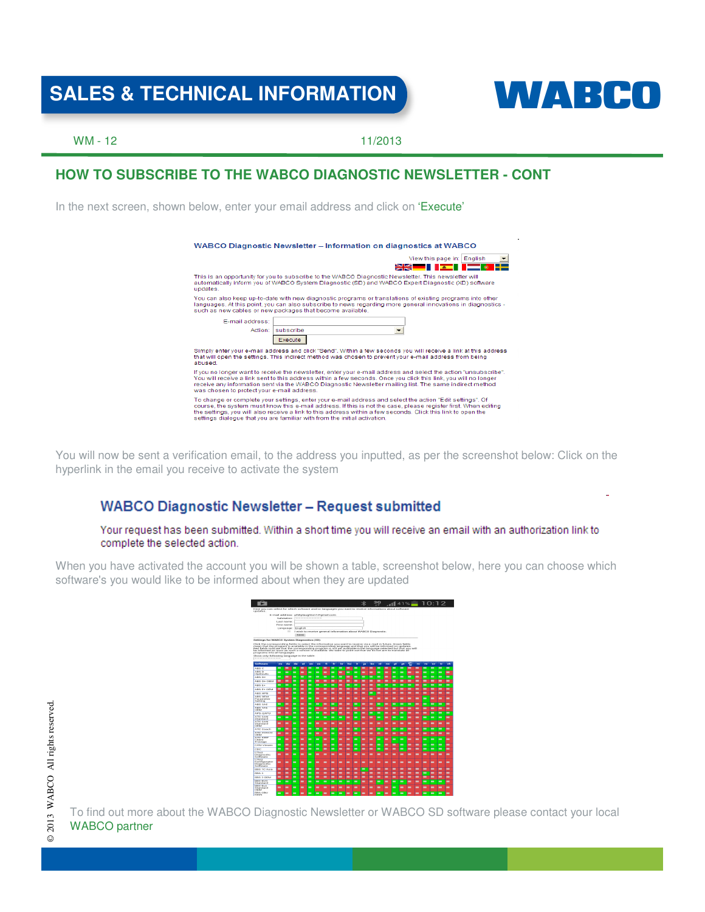## SALES & TECHNICAL INFORMATION

WM - 12 11/2013

## HOW TO SUBSCRIBE TO THE WABCO DIAGNOSTIC NEWSLETTER - CONT

In the next screen, shown below, enter your email address and click on 'Execute'

WABCO Diagnostic Newsletter – Information on diagnostics at WABCO

View this page in: English

This is an opportunity for you to subscribe to the WABCO Diagnostic Newsletter. This newsletter will automatically inform you of WABCO System Diagnostic (SD) and WABCO Expert Diagnostic (XD) software updates.

You can also keep up-to-date with new diagnostic programs or translations of existing programs into other languages. At this point, you can also subscribe to news regarding more general innovations in diagnostics - such as new cables or new packages that become available.

E-mail address:
Action: subscribe
Execute

Simply enter your e-mail address and click "Send". Within a few seconds you will receive a link at this address that will open the settings. This indirect method was chosen to prevent your e-mail address from being abused.

If you no longer want to receive the newsletter, enter your e-mail address and select the action "unsubscribe". You will receive a link sent to this address within a few seconds. Once you click this link, you will no longer receive any information sent via the WABCO Diagnostic Newsletter mailing list. The same indirect method was chosen to protect your e-mail address.

To change or complete your settings, enter your e-mail address and select the action "Edit settings". Of course, the system must know this e-mail address. If this is not the case, please register first. When editing the settings, you will also receive a link to this address within a few seconds. Click this link to open the settings dialogue that you are familiar with from the initial activation.

You will now be sent a verification email, to the address you inputted, as per the screenshot below: Click on the hyperlink in the email you receive to activate the system

WABCO Diagnostic Newsletter – Request submitted

Your request has been submitted. Within a short time you will receive an email with an authorization link to complete the selected action.

When you have activated the account you will be shown a table, screenshot below, here you can choose which software's you would like to be informed about when they are updated

To find out more about the WABCO Diagnostic Newsletter or WABCO SD software please contact your local WABCO partner

© 2013 WABCO All rights reserved.